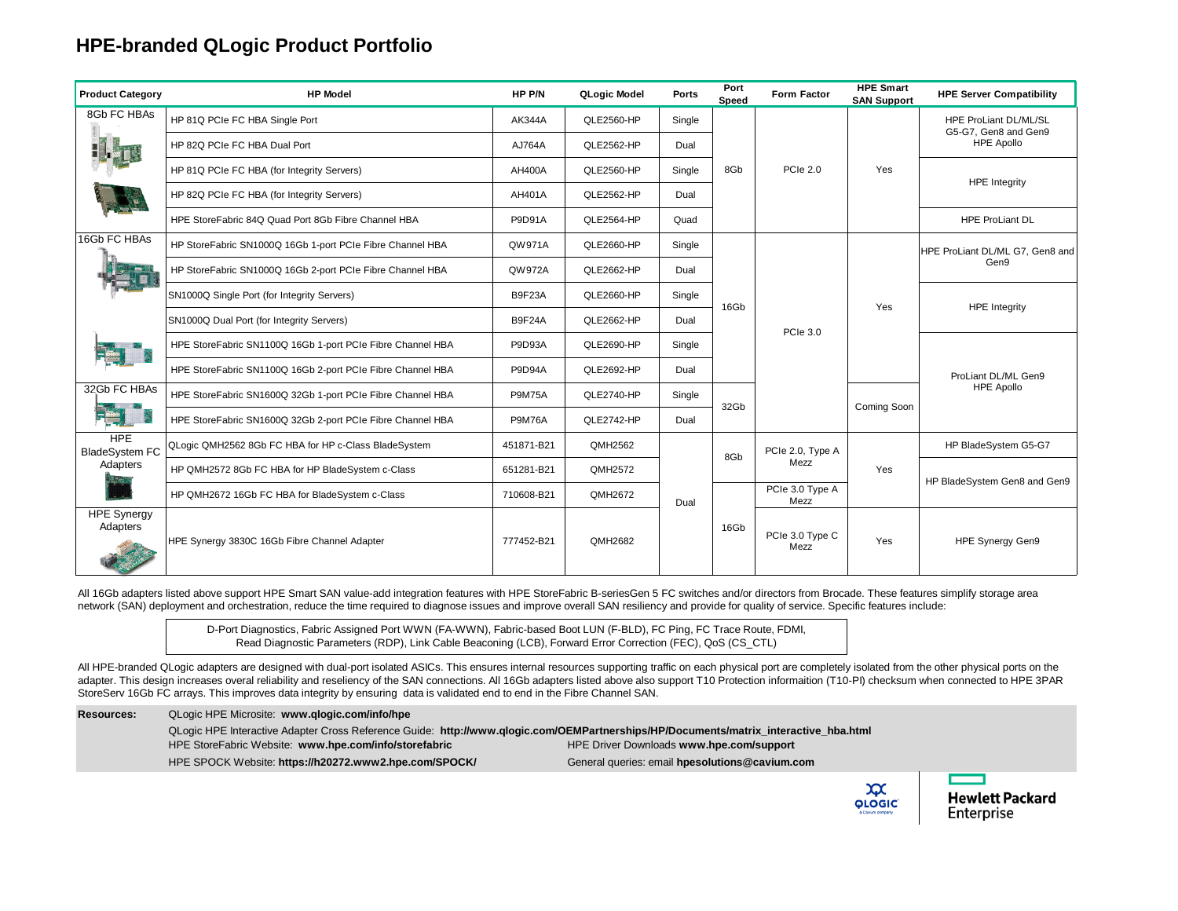# HPE-branded QLogic Product Portfolio

| Product Category | HP Model | HP P/N | QLogic Model | Ports | Port Speed | Form Factor | HPE Smart SAN Support | HPE Server Compatibility |
|---|---|---|---|---|---|---|---|---|
| 8Gb FC HBAs | HP 81Q PCIe FC HBA Single Port | AK344A | QLE2560-HP | Single | 8Gb | PCIe 2.0 | Yes | HPE ProLiant DL/ML/SL G5-G7, Gen8 and Gen9 HPE Apollo |
| | HP 82Q PCIe FC HBA Dual Port | AJ764A | QLE2562-HP | Dual | | | | |
| | HP 81Q PCIe FC HBA (for Integrity Servers) | AH400A | QLE2560-HP | Single | | | | HPE Integrity |
| | HP 82Q PCIe FC HBA (for Integrity Servers) | AH401A | QLE2562-HP | Dual | | | | |
| | HPE StoreFabric 84Q Quad Port 8Gb Fibre Channel HBA | P9D91A | QLE2564-HP | Quad | | | | HPE ProLiant DL |
| 16Gb FC HBAs | HP StoreFabric SN1000Q 16Gb 1-port PCIe Fibre Channel HBA | QW971A | QLE2660-HP | Single | 16Gb | PCIe 3.0 | Yes | HPE ProLiant DL/ML G7, Gen8 and Gen9 |
| | HP StoreFabric SN1000Q 16Gb 2-port PCIe Fibre Channel HBA | QW972A | QLE2662-HP | Dual | | | | |
| | SN1000Q Single Port (for Integrity Servers) | B9F23A | QLE2660-HP | Single | | | | HPE Integrity |
| | SN1000Q Dual Port (for Integrity Servers) | B9F24A | QLE2662-HP | Dual | | | | |
| | HPE StoreFabric SN1100Q 16Gb 1-port PCIe Fibre Channel HBA | P9D93A | QLE2690-HP | Single | | | | ProLiant DL/ML Gen9 HPE Apollo |
| | HPE StoreFabric SN1100Q 16Gb 2-port PCIe Fibre Channel HBA | P9D94A | QLE2692-HP | Dual | | | | |
| 32Gb FC HBAs | HPE StoreFabric SN1600Q 32Gb 1-port PCIe Fibre Channel HBA | P9M75A | QLE2740-HP | Single | 32Gb | | Coming Soon | |
| | HPE StoreFabric SN1600Q 32Gb 2-port PCIe Fibre Channel HBA | P9M76A | QLE2742-HP | Dual | | | | |
| HPE BladeSystem FC Adapters | QLogic QMH2562 8Gb FC HBA for HP c-Class BladeSystem | 451871-B21 | QMH2562 | Dual | 8Gb | PCIe 2.0, Type A Mezz | Yes | HP BladeSystem G5-G7 |
| | HP QMH2572 8Gb FC HBA for HP BladeSystem c-Class | 651281-B21 | QMH2572 | | | | | HP BladeSystem Gen8 and Gen9 |
| | HP QMH2672 16Gb FC HBA for BladeSystem c-Class | 710608-B21 | QMH2672 | | 16Gb | PCIe 3.0 Type A Mezz | | |
| HPE Synergy Adapters | HPE Synergy 3830C 16Gb Fibre Channel Adapter | 777452-B21 | QMH2682 | | | PCIe 3.0 Type C Mezz | Yes | HPE Synergy Gen9 |

All 16Gb adapters listed above support HPE Smart SAN value-add integration features with HPE StoreFabric B-seriesGen 5 FC switches and/or directors from Brocade. These features simplify storage area network (SAN) deployment and orchestration, reduce the time required to diagnose issues and improve overall SAN resiliency and provide for quality of service. Specific features include:

D-Port Diagnostics, Fabric Assigned Port WWN (FA-WWN), Fabric-based Boot LUN (F-BLD), FC Ping, FC Trace Route, FDMI, Read Diagnostic Parameters (RDP), Link Cable Beaconing (LCB), Forward Error Correction (FEC), QoS (CS_CTL)

All HPE-branded QLogic adapters are designed with dual-port isolated ASICs. This ensures internal resources supporting traffic on each physical port are completely isolated from the other physical ports on the adapter. This design increases overal reliability and reseliency of the SAN connections. All 16Gb adapters listed above also support T10 Protection informaition (T10-PI) checksum when connected to HPE 3PAR StoreServ 16Gb FC arrays. This improves data integrity by ensuring data is validated end to end in the Fibre Channel SAN.

**Resources:**

QLogic HPE Microsite: **www.qlogic.com/info/hpe**

QLogic HPE Interactive Adapter Cross Reference Guide: **http://www.qlogic.com/OEMPartnerships/HP/Documents/matrix_interactive_hba.html**

HPE StoreFabric Website: **www.hpe.com/info/storefabric**

HPE Driver Downloads **www.hpe.com/support**

HPE SPOCK Website: **https://h20272.www2.hpe.com/SPOCK/**

General queries: email **hpesolutions@cavium.com**

QLOGIC a Cavium company

Hewlett Packard Enterprise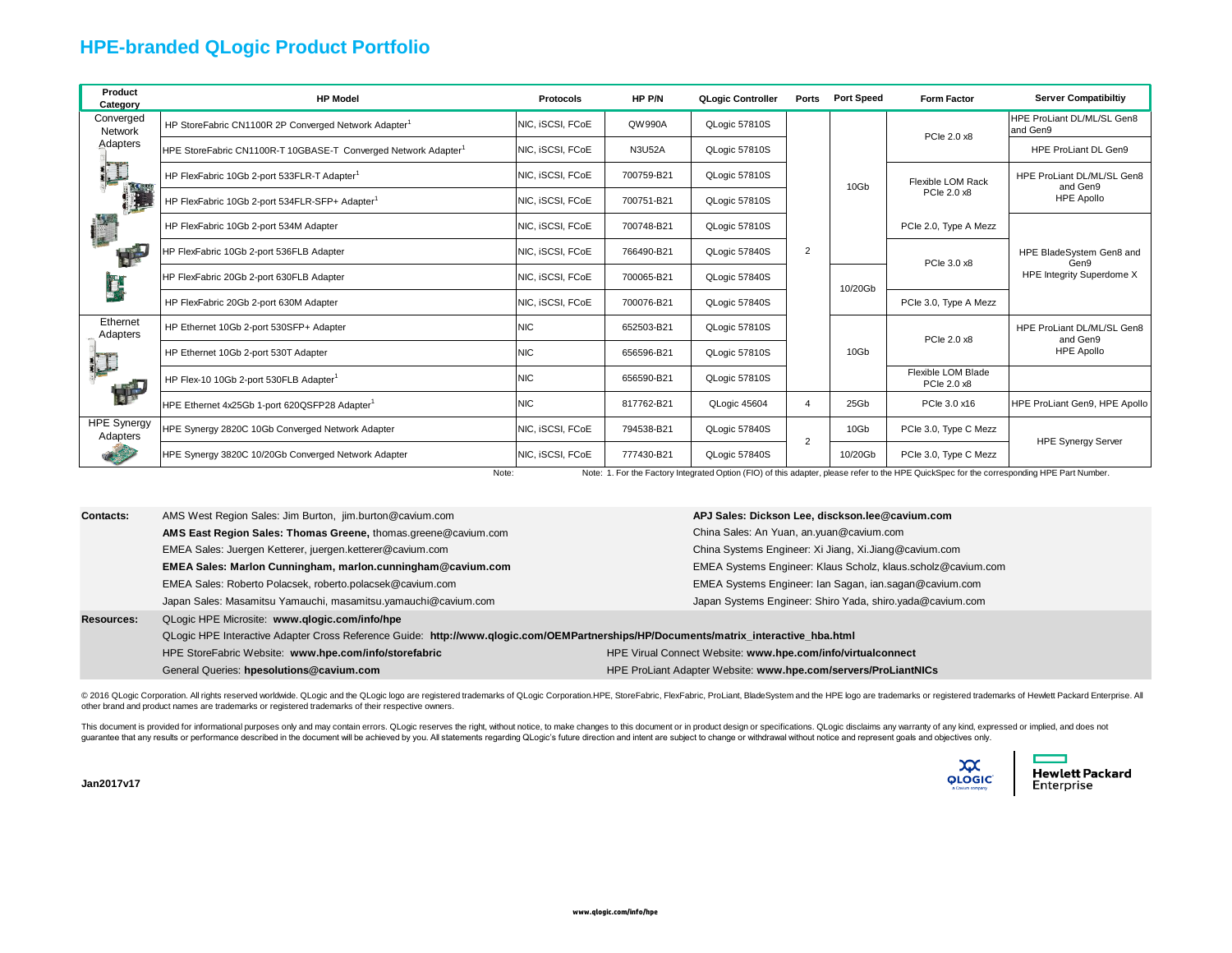# HPE-branded QLogic Product Portfolio

| Product Category | HP Model | Protocols | HP P/N | QLogic Controller | Ports | Port Speed | Form Factor | Server Compatibiltiy |
|---|---|---|---|---|---|---|---|---|
| Converged Network Adapters | HP StoreFabric CN1100R 2P Converged Network Adapter[1] | NIC, iSCSI, FCoE | QW990A | QLogic 57810S | 2 | 10Gb | PCIe 2.0 x8 | HPE ProLiant DL/ML/SL Gen8 and Gen9 |
| | HPE StoreFabric CN1100R-T 10GBASE-T Converged Network Adapter[1] | NIC, iSCSI, FCoE | N3U52A | QLogic 57810S | 2 | 10Gb | PCIe 2.0 x8 | HPE ProLiant DL Gen9 |
| | HP FlexFabric 10Gb 2-port 533FLR-T Adapter[1] | NIC, iSCSI, FCoE | 700759-B21 | QLogic 57810S | 2 | 10Gb | Flexible LOM Rack PCIe 2.0 x8 | HPE ProLiant DL/ML/SL Gen8 and Gen9 HPE Apollo |
| | HP FlexFabric 10Gb 2-port 534FLR-SFP+ Adapter[1] | NIC, iSCSI, FCoE | 700751-B21 | QLogic 57810S | 2 | 10Gb | Flexible LOM Rack PCIe 2.0 x8 | HPE ProLiant DL/ML/SL Gen8 and Gen9 HPE Apollo |
| | HP FlexFabric 10Gb 2-port 534M Adapter | NIC, iSCSI, FCoE | 700748-B21 | QLogic 57810S | 2 | 10Gb | PCIe 2.0, Type A Mezz | HPE BladeSystem Gen8 and Gen9 HPE Integrity Superdome X |
| | HP FlexFabric 10Gb 2-port 536FLB Adapter | NIC, iSCSI, FCoE | 766490-B21 | QLogic 57840S | 2 | 10Gb | PCIe 3.0 x8 | HPE BladeSystem Gen8 and Gen9 HPE Integrity Superdome X |
| | HP FlexFabric 20Gb 2-port 630FLB Adapter | NIC, iSCSI, FCoE | 700065-B21 | QLogic 57840S | 2 | 10/20Gb | PCIe 3.0 x8 | HPE BladeSystem Gen8 and Gen9 HPE Integrity Superdome X |
| | HP FlexFabric 20Gb 2-port 630M Adapter | NIC, iSCSI, FCoE | 700076-B21 | QLogic 57840S | 2 | 10/20Gb | PCIe 3.0, Type A Mezz | HPE BladeSystem Gen8 and Gen9 HPE Integrity Superdome X |
| Ethernet Adapters | HP Ethernet 10Gb 2-port 530SFP+ Adapter | NIC | 652503-B21 | QLogic 57810S | 2 | 10Gb | PCIe 2.0 x8 | HPE ProLiant DL/ML/SL Gen8 and Gen9 HPE Apollo |
| | HP Ethernet 10Gb 2-port 530T Adapter | NIC | 656596-B21 | QLogic 57810S | 2 | 10Gb | PCIe 2.0 x8 | HPE ProLiant DL/ML/SL Gen8 and Gen9 HPE Apollo |
| | HP Flex-10 10Gb 2-port 530FLB Adapter[1] | NIC | 656590-B21 | QLogic 57810S | 2 | 10Gb | Flexible LOM Blade PCIe 2.0 x8 | |
| | HPE Ethernet 4x25Gb 1-port 620QSFP28 Adapter[1] | NIC | 817762-B21 | QLogic 45604 | 4 | 25Gb | PCIe 3.0 x16 | HPE ProLiant Gen9, HPE Apollo |
| HPE Synergy Adapters | HPE Synergy 2820C 10Gb Converged Network Adapter | NIC, iSCSI, FCoE | 794538-B21 | QLogic 57840S | 2 | 10Gb | PCIe 3.0, Type C Mezz | HPE Synergy Server |
| | HPE Synergy 3820C 10/20Gb Converged Network Adapter | NIC, iSCSI, FCoE | 777430-B21 | QLogic 57840S | 2 | 10/20Gb | PCIe 3.0, Type C Mezz | HPE Synergy Server |

Note: 1. For the Factory Integrated Option (FIO) of this adapter, please refer to the HPE QuickSpec for the corresponding HPE Part Number.

**Contacts:**

AMS West Region Sales: Jim Burton, jim.burton@cavium.com

**AMS East Region Sales: Thomas Greene,** thomas.greene@cavium.com

EMEA Sales: Juergen Ketterer, juergen.ketterer@cavium.com

**EMEA Sales: Marlon Cunningham, marlon.cunningham@cavium.com**

EMEA Sales: Roberto Polacsek, roberto.polacsek@cavium.com

Japan Sales: Masamitsu Yamauchi, masamitsu.yamauchi@cavium.com

**APJ Sales: Dickson Lee, disckson.lee@cavium.com**

China Sales: An Yuan, an.yuan@cavium.com

China Systems Engineer: Xi Jiang, Xi.Jiang@cavium.com

EMEA Systems Engineer: Klaus Scholz, klaus.scholz@cavium.com

EMEA Systems Engineer: Ian Sagan, ian.sagan@cavium.com

Japan Systems Engineer: Shiro Yada, shiro.yada@cavium.com

**Resources:**

QLogic HPE Microsite: **www.qlogic.com/info/hpe**

QLogic HPE Interactive Adapter Cross Reference Guide: **http://www.qlogic.com/OEMPartnerships/HP/Documents/matrix_interactive_hba.html**

HPE StoreFabric Website: **www.hpe.com/info/storefabric**

General Queries: **hpesolutions@cavium.com**

HPE Virual Connect Website: **www.hpe.com/info/virtualconnect**

HPE ProLiant Adapter Website: **www.hpe.com/servers/ProLiantNICs**

© 2016 QLogic Corporation. All rights reserved worldwide. QLogic and the QLogic logo are registered trademarks of QLogic Corporation.HPE, StoreFabric, FlexFabric, ProLiant, BladeSystem and the HPE logo are trademarks or registered trademarks of Hewlett Packard Enterprise. All other brand and product names are trademarks or registered trademarks of their respective owners.

This document is provided for informational purposes only and may contain errors. QLogic reserves the right, without notice, to make changes to this document or in product design or specifications. QLogic disclaims any warranty of any kind, expressed or implied, and does not guarantee that any results or performance described in the document will be achieved by you. All statements regarding QLogic's future direction and intent are subject to change or withdrawal without notice and represent goals and objectives only.

**Jan2017v17**